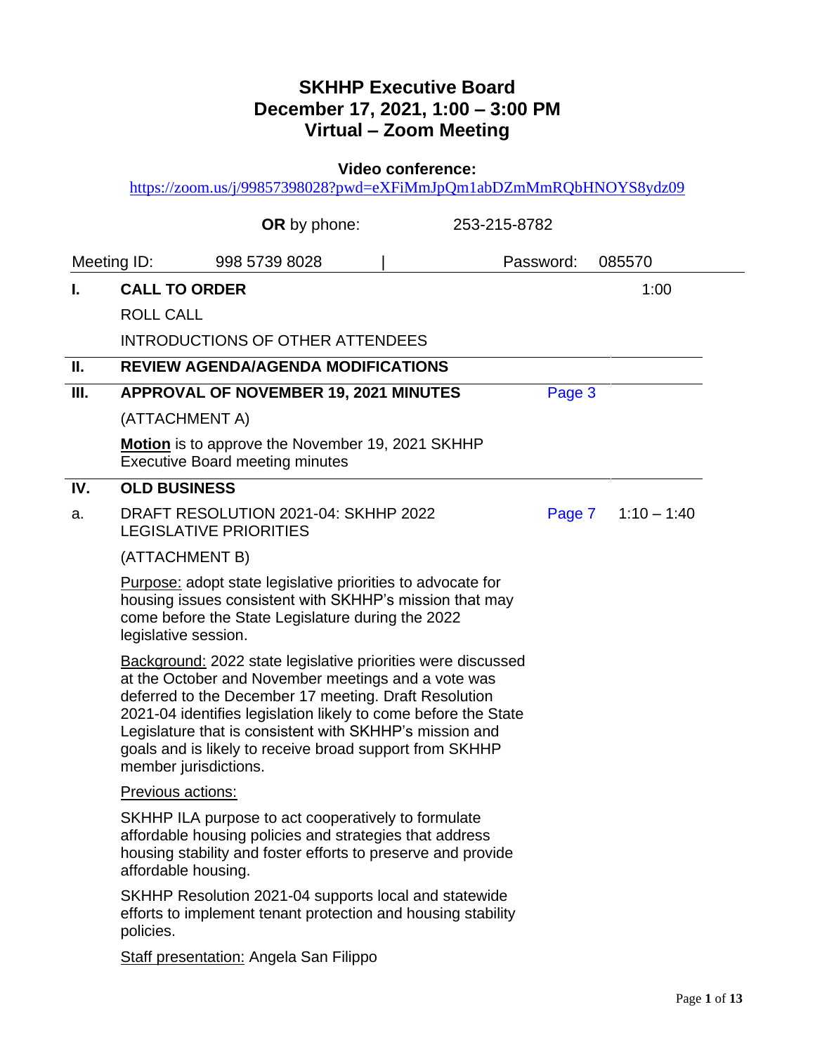# SKHHP Executive Board
## December 17, 2021, 1:00 – 3:00 PM
## Virtual – Zoom Meeting

**Video conference:**
https://zoom.us/j/99857398028?pwd=eXFiMmJpQm1abDZmMmRQbHNOYS8ydz09

**OR** by phone: 253-215-8782

Meeting ID: 998 5739 8028 | Password: 085570

| | | | |
|---|---|---|---|
| **I.** | **CALL TO ORDER** | | 1:00 |
| | ROLL CALL | | |
| | INTRODUCTIONS OF OTHER ATTENDEES | | |
| **II.** | **REVIEW AGENDA/AGENDA MODIFICATIONS** | | |
| **III.** | **APPROVAL OF NOVEMBER 19, 2021 MINUTES** | Page 3 | |
| | (ATTACHMENT A) | | |
| | **Motion** is to approve the November 19, 2021 SKHHP Executive Board meeting minutes | | |
| **IV.** | **OLD BUSINESS** | | |
| a. | DRAFT RESOLUTION 2021-04: SKHHP 2022 LEGISLATIVE PRIORITIES | Page 7 | 1:10 – 1:40 |
| | (ATTACHMENT B) | | |
| | Purpose: adopt state legislative priorities to advocate for housing issues consistent with SKHHP's mission that may come before the State Legislature during the 2022 legislative session. | | |
| | Background: 2022 state legislative priorities were discussed at the October and November meetings and a vote was deferred to the December 17 meeting. Draft Resolution 2021-04 identifies legislation likely to come before the State Legislature that is consistent with SKHHP's mission and goals and is likely to receive broad support from SKHHP member jurisdictions. | | |
| | Previous actions: | | |
| | SKHHP ILA purpose to act cooperatively to formulate affordable housing policies and strategies that address housing stability and foster efforts to preserve and provide affordable housing. | | |
| | SKHHP Resolution 2021-04 supports local and statewide efforts to implement tenant protection and housing stability policies. | | |
| | Staff presentation: Angela San Filippo | | |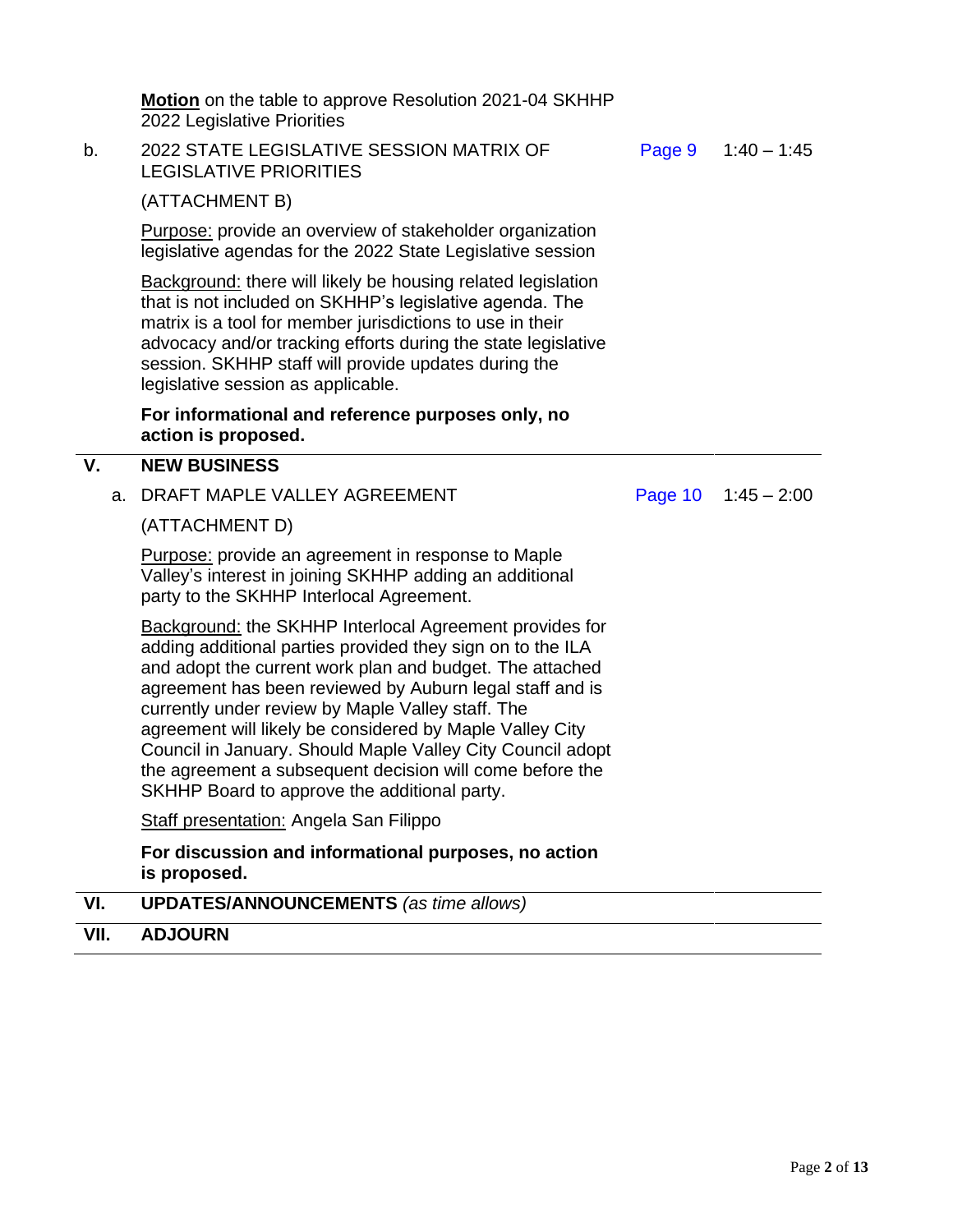**Motion** on the table to approve Resolution 2021-04 SKHHP 2022 Legislative Priorities

b. 2022 STATE LEGISLATIVE SESSION MATRIX OF LEGISLATIVE PRIORITIES — Page 9 — 1:40 – 1:45

(ATTACHMENT B)

Purpose: provide an overview of stakeholder organization legislative agendas for the 2022 State Legislative session

Background: there will likely be housing related legislation that is not included on SKHHP's legislative agenda. The matrix is a tool for member jurisdictions to use in their advocacy and/or tracking efforts during the state legislative session. SKHHP staff will provide updates during the legislative session as applicable.

**For informational and reference purposes only, no action is proposed.**

## V. NEW BUSINESS

a. DRAFT MAPLE VALLEY AGREEMENT — Page 10 — 1:45 – 2:00

(ATTACHMENT D)

Purpose: provide an agreement in response to Maple Valley's interest in joining SKHHP adding an additional party to the SKHHP Interlocal Agreement.

Background: the SKHHP Interlocal Agreement provides for adding additional parties provided they sign on to the ILA and adopt the current work plan and budget. The attached agreement has been reviewed by Auburn legal staff and is currently under review by Maple Valley staff. The agreement will likely be considered by Maple Valley City Council in January. Should Maple Valley City Council adopt the agreement a subsequent decision will come before the SKHHP Board to approve the additional party.

Staff presentation: Angela San Filippo

**For discussion and informational purposes, no action is proposed.**

## VI. UPDATES/ANNOUNCEMENTS *(as time allows)*

## VII. ADJOURN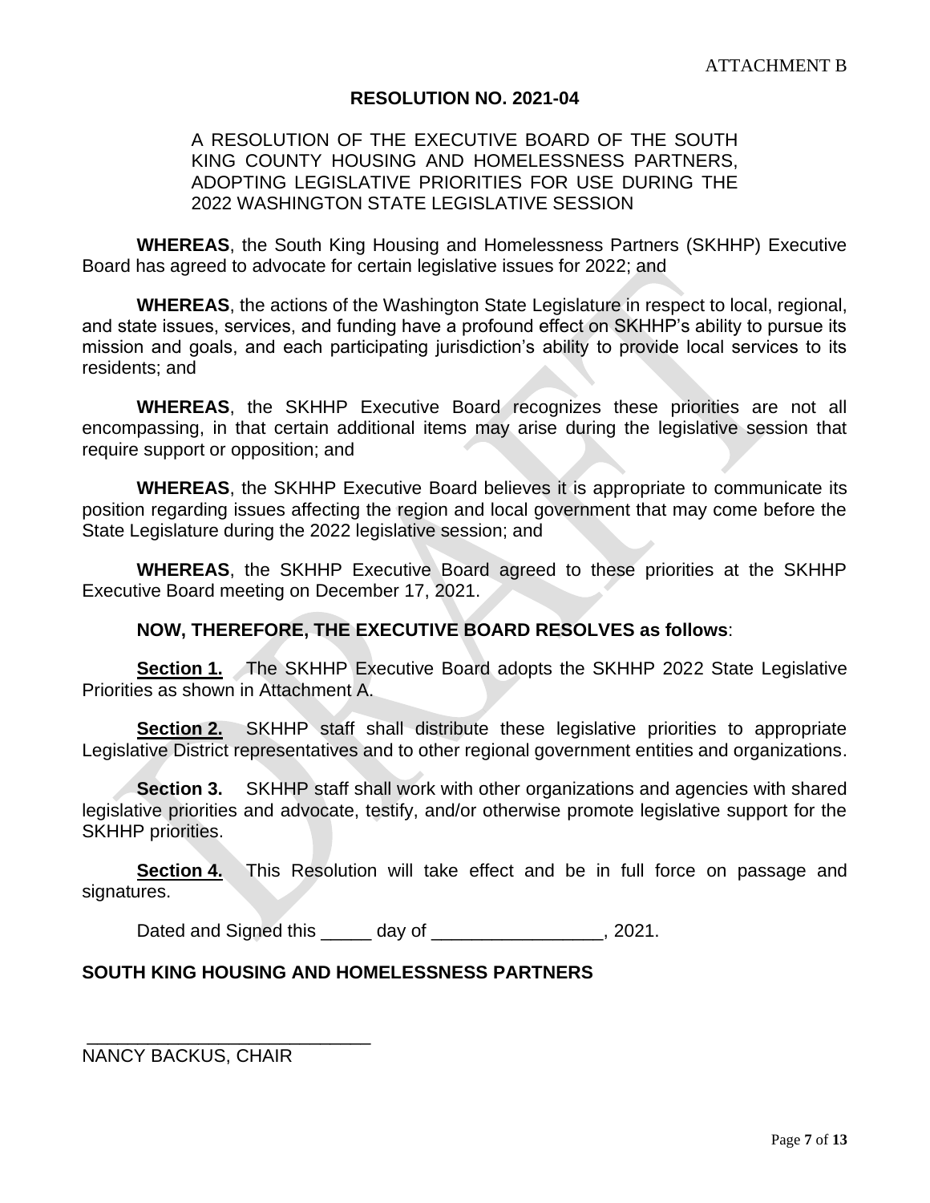ATTACHMENT B

**RESOLUTION NO. 2021-04**

A RESOLUTION OF THE EXECUTIVE BOARD OF THE SOUTH KING COUNTY HOUSING AND HOMELESSNESS PARTNERS, ADOPTING LEGISLATIVE PRIORITIES FOR USE DURING THE 2022 WASHINGTON STATE LEGISLATIVE SESSION

**WHEREAS**, the South King Housing and Homelessness Partners (SKHHP) Executive Board has agreed to advocate for certain legislative issues for 2022; and

**WHEREAS**, the actions of the Washington State Legislature in respect to local, regional, and state issues, services, and funding have a profound effect on SKHHP's ability to pursue its mission and goals, and each participating jurisdiction's ability to provide local services to its residents; and

**WHEREAS**, the SKHHP Executive Board recognizes these priorities are not all encompassing, in that certain additional items may arise during the legislative session that require support or opposition; and

**WHEREAS**, the SKHHP Executive Board believes it is appropriate to communicate its position regarding issues affecting the region and local government that may come before the State Legislature during the 2022 legislative session; and

**WHEREAS**, the SKHHP Executive Board agreed to these priorities at the SKHHP Executive Board meeting on December 17, 2021.

**NOW, THEREFORE, THE EXECUTIVE BOARD RESOLVES as follows**:

**Section 1.** The SKHHP Executive Board adopts the SKHHP 2022 State Legislative Priorities as shown in Attachment A.

**Section 2.** SKHHP staff shall distribute these legislative priorities to appropriate Legislative District representatives and to other regional government entities and organizations.

**Section 3.** SKHHP staff shall work with other organizations and agencies with shared legislative priorities and advocate, testify, and/or otherwise promote legislative support for the SKHHP priorities.

**Section 4.** This Resolution will take effect and be in full force on passage and signatures.

Dated and Signed this _____ day of _________________, 2021.

**SOUTH KING HOUSING AND HOMELESSNESS PARTNERS**

_____________________________

NANCY BACKUS, CHAIR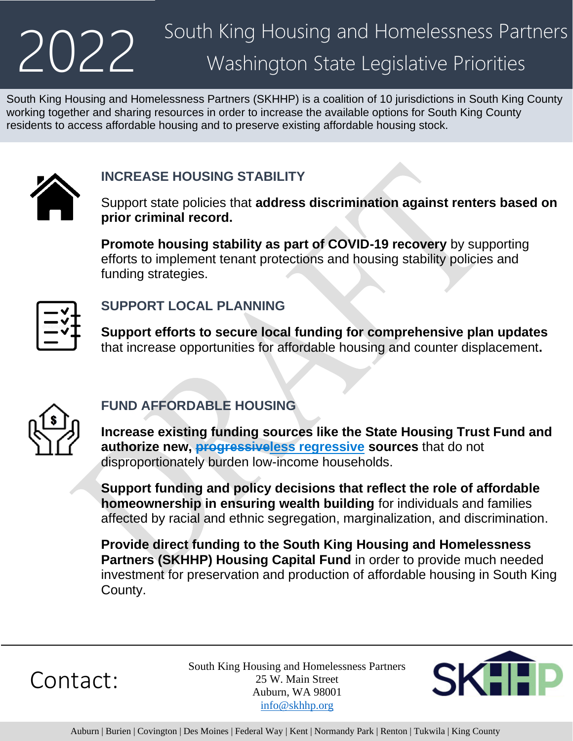# 2022 South King Housing and Homelessness Partners Washington State Legislative Priorities

South King Housing and Homelessness Partners (SKHHP) is a coalition of 10 jurisdictions in South King County working together and sharing resources in order to increase the available options for South King County residents to access affordable housing and to preserve existing affordable housing stock.

## INCREASE HOUSING STABILITY

Support state policies that **address discrimination against renters based on prior criminal record.**

**Promote housing stability as part of COVID-19 recovery** by supporting efforts to implement tenant protections and housing stability policies and funding strategies.

## SUPPORT LOCAL PLANNING

**Support efforts to secure local funding for comprehensive plan updates** that increase opportunities for affordable housing and counter displacement**.**

## FUND AFFORDABLE HOUSING

**Increase existing funding sources like the State Housing Trust Fund and authorize new, ~~progressive~~less regressive sources** that do not disproportionately burden low-income households.

**Support funding and policy decisions that reflect the role of affordable homeownership in ensuring wealth building** for individuals and families affected by racial and ethnic segregation, marginalization, and discrimination.

**Provide direct funding to the South King Housing and Homelessness Partners (SKHHP) Housing Capital Fund** in order to provide much needed investment for preservation and production of affordable housing in South King County.

Contact:

South King Housing and Homelessness Partners
25 W. Main Street
Auburn, WA 98001
info@skhhp.org

SKHHP

Auburn | Burien | Covington | Des Moines | Federal Way | Kent | Normandy Park | Renton | Tukwila | King County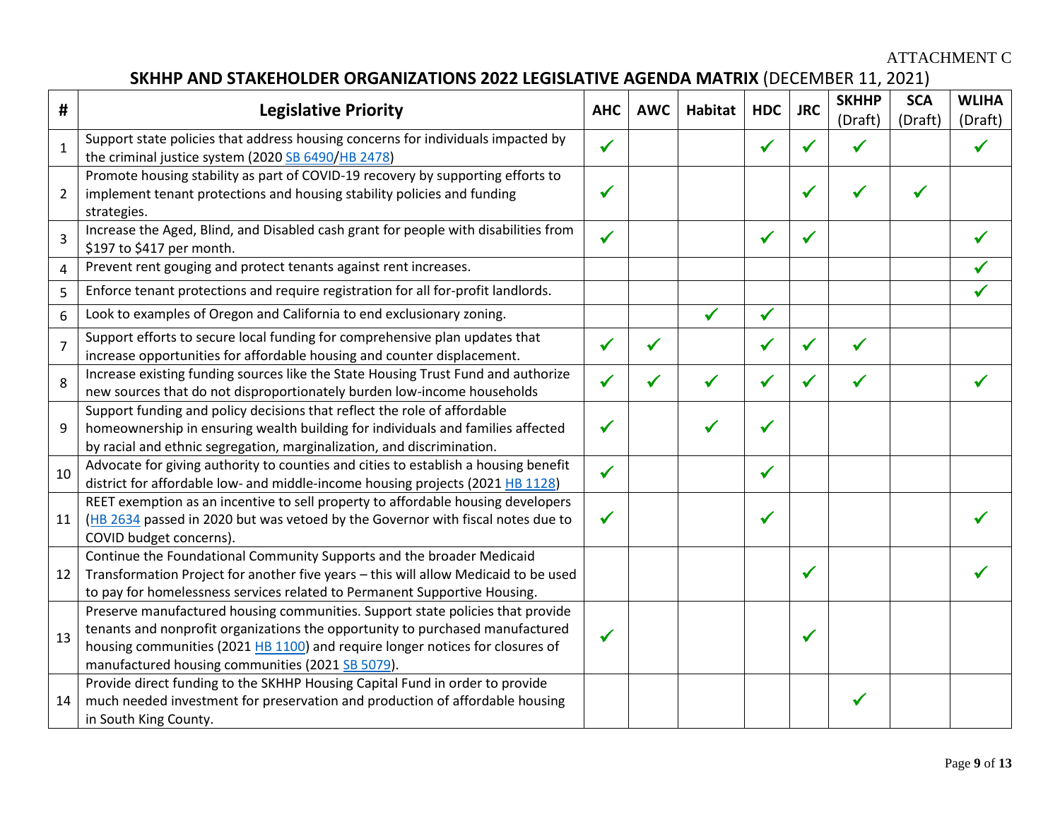ATTACHMENT C

## SKHHP AND STAKEHOLDER ORGANIZATIONS 2022 LEGISLATIVE AGENDA MATRIX (DECEMBER 11, 2021)

| # | Legislative Priority | AHC | AWC | Habitat | HDC | JRC | SKHHP (Draft) | SCA (Draft) | WLIHA (Draft) |
|---|---|---|---|---|---|---|---|---|---|
| 1 | Support state policies that address housing concerns for individuals impacted by the criminal justice system (2020 SB 6490/HB 2478) | ✓ | | | ✓ | ✓ | ✓ | | ✓ |
| 2 | Promote housing stability as part of COVID-19 recovery by supporting efforts to implement tenant protections and housing stability policies and funding strategies. | ✓ | | | | ✓ | ✓ | ✓ | |
| 3 | Increase the Aged, Blind, and Disabled cash grant for people with disabilities from \$197 to \$417 per month. | ✓ | | | ✓ | ✓ | | | ✓ |
| 4 | Prevent rent gouging and protect tenants against rent increases. | | | | | | | | ✓ |
| 5 | Enforce tenant protections and require registration for all for-profit landlords. | | | | | | | | ✓ |
| 6 | Look to examples of Oregon and California to end exclusionary zoning. | | | ✓ | ✓ | | | | |
| 7 | Support efforts to secure local funding for comprehensive plan updates that increase opportunities for affordable housing and counter displacement. | ✓ | ✓ | | ✓ | ✓ | ✓ | | |
| 8 | Increase existing funding sources like the State Housing Trust Fund and authorize new sources that do not disproportionately burden low-income households | ✓ | ✓ | ✓ | ✓ | ✓ | ✓ | | ✓ |
| 9 | Support funding and policy decisions that reflect the role of affordable homeownership in ensuring wealth building for individuals and families affected by racial and ethnic segregation, marginalization, and discrimination. | ✓ | | ✓ | ✓ | | | | |
| 10 | Advocate for giving authority to counties and cities to establish a housing benefit district for affordable low- and middle-income housing projects (2021 HB 1128) | ✓ | | | ✓ | | | | |
| 11 | REET exemption as an incentive to sell property to affordable housing developers (HB 2634 passed in 2020 but was vetoed by the Governor with fiscal notes due to COVID budget concerns). | ✓ | | | ✓ | | | | ✓ |
| 12 | Continue the Foundational Community Supports and the broader Medicaid Transformation Project for another five years – this will allow Medicaid to be used to pay for homelessness services related to Permanent Supportive Housing. | | | | | ✓ | | | ✓ |
| 13 | Preserve manufactured housing communities. Support state policies that provide tenants and nonprofit organizations the opportunity to purchased manufactured housing communities (2021 HB 1100) and require longer notices for closures of manufactured housing communities (2021 SB 5079). | ✓ | | | | ✓ | | | |
| 14 | Provide direct funding to the SKHHP Housing Capital Fund in order to provide much needed investment for preservation and production of affordable housing in South King County. | | | | | | ✓ | | |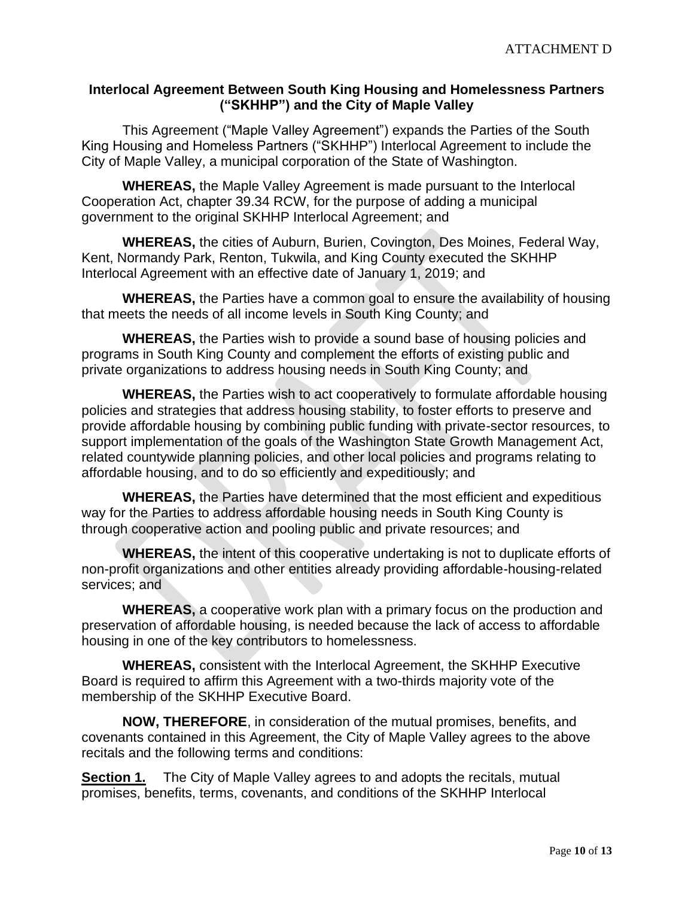ATTACHMENT D

## Interlocal Agreement Between South King Housing and Homelessness Partners ("SKHHP") and the City of Maple Valley

This Agreement ("Maple Valley Agreement") expands the Parties of the South King Housing and Homeless Partners ("SKHHP") Interlocal Agreement to include the City of Maple Valley, a municipal corporation of the State of Washington.

**WHEREAS,** the Maple Valley Agreement is made pursuant to the Interlocal Cooperation Act, chapter 39.34 RCW, for the purpose of adding a municipal government to the original SKHHP Interlocal Agreement; and

**WHEREAS,** the cities of Auburn, Burien, Covington, Des Moines, Federal Way, Kent, Normandy Park, Renton, Tukwila, and King County executed the SKHHP Interlocal Agreement with an effective date of January 1, 2019; and

**WHEREAS,** the Parties have a common goal to ensure the availability of housing that meets the needs of all income levels in South King County; and

**WHEREAS,** the Parties wish to provide a sound base of housing policies and programs in South King County and complement the efforts of existing public and private organizations to address housing needs in South King County; and

**WHEREAS,** the Parties wish to act cooperatively to formulate affordable housing policies and strategies that address housing stability, to foster efforts to preserve and provide affordable housing by combining public funding with private-sector resources, to support implementation of the goals of the Washington State Growth Management Act, related countywide planning policies, and other local policies and programs relating to affordable housing, and to do so efficiently and expeditiously; and

**WHEREAS,** the Parties have determined that the most efficient and expeditious way for the Parties to address affordable housing needs in South King County is through cooperative action and pooling public and private resources; and

**WHEREAS,** the intent of this cooperative undertaking is not to duplicate efforts of non-profit organizations and other entities already providing affordable-housing-related services; and

**WHEREAS,** a cooperative work plan with a primary focus on the production and preservation of affordable housing, is needed because the lack of access to affordable housing in one of the key contributors to homelessness.

**WHEREAS,** consistent with the Interlocal Agreement, the SKHHP Executive Board is required to affirm this Agreement with a two-thirds majority vote of the membership of the SKHHP Executive Board.

**NOW, THEREFORE**, in consideration of the mutual promises, benefits, and covenants contained in this Agreement, the City of Maple Valley agrees to the above recitals and the following terms and conditions:

**Section 1.** The City of Maple Valley agrees to and adopts the recitals, mutual promises, benefits, terms, covenants, and conditions of the SKHHP Interlocal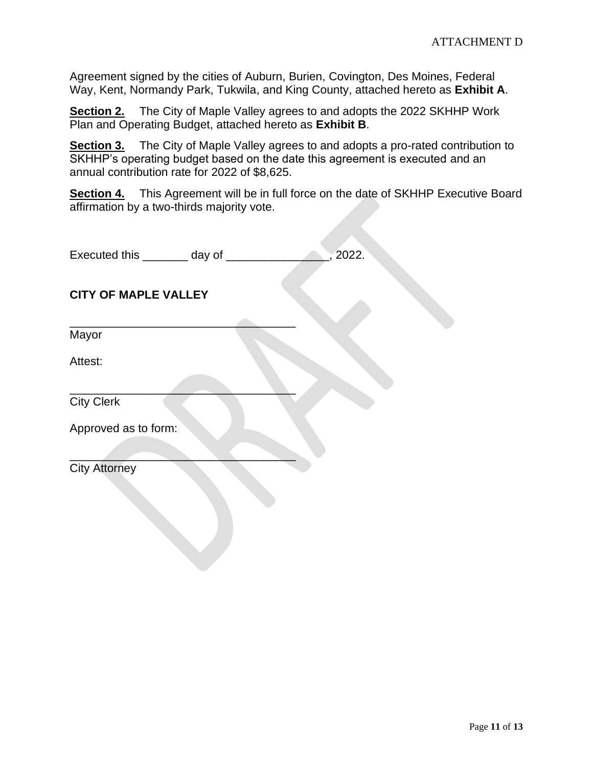Agreement signed by the cities of Auburn, Burien, Covington, Des Moines, Federal Way, Kent, Normandy Park, Tukwila, and King County, attached hereto as **Exhibit A**.

**Section 2.** The City of Maple Valley agrees to and adopts the 2022 SKHHP Work Plan and Operating Budget, attached hereto as **Exhibit B**.

**Section 3.** The City of Maple Valley agrees to and adopts a pro-rated contribution to SKHHP's operating budget based on the date this agreement is executed and an annual contribution rate for 2022 of $8,625.

**Section 4.** This Agreement will be in full force on the date of SKHHP Executive Board affirmation by a two-thirds majority vote.

Executed this _______ day of ________________, 2022.

**CITY OF MAPLE VALLEY**

___________________________________
Mayor

Attest:

___________________________________
City Clerk

Approved as to form:

___________________________________
City Attorney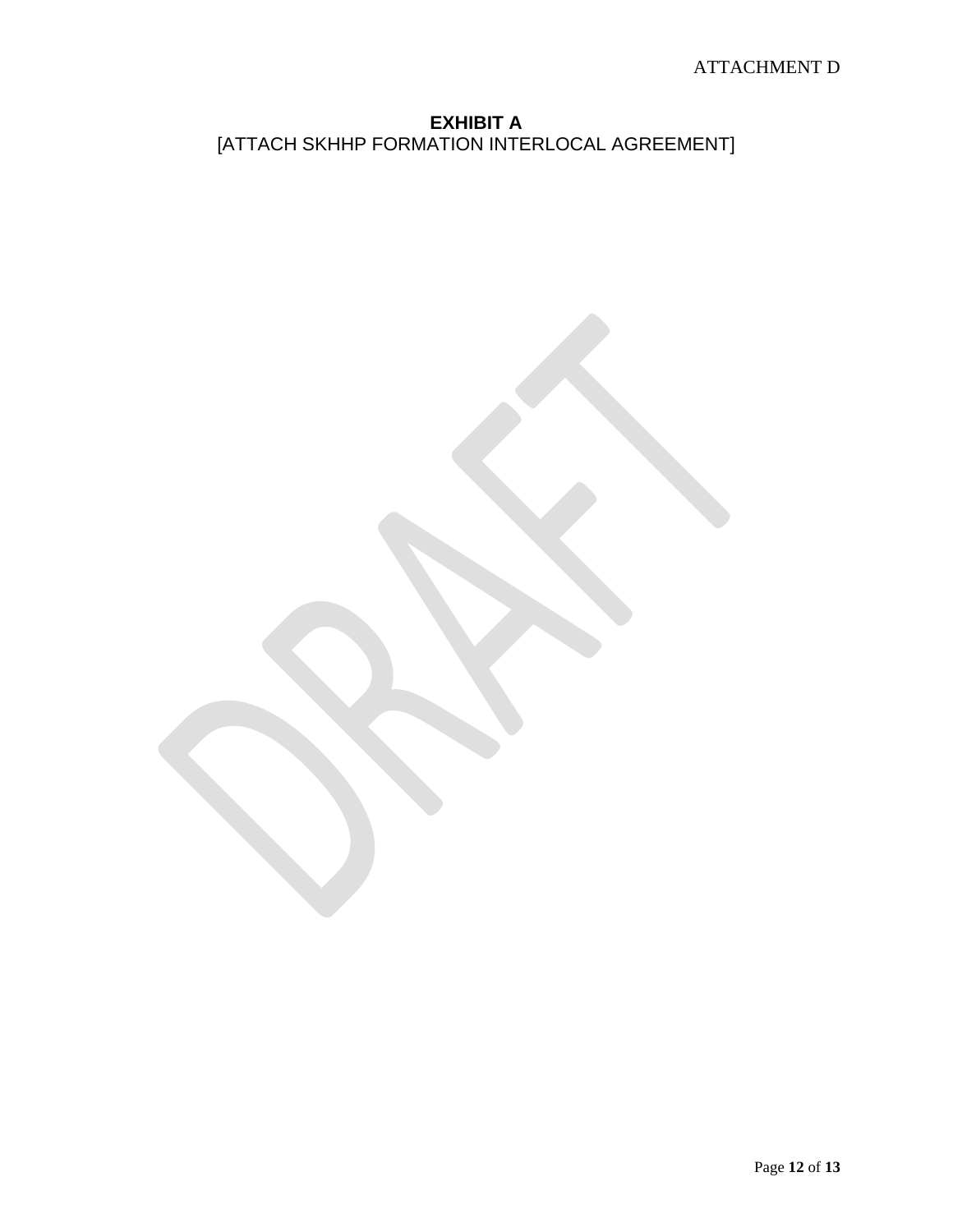**EXHIBIT A**

[ATTACH SKHHP FORMATION INTERLOCAL AGREEMENT]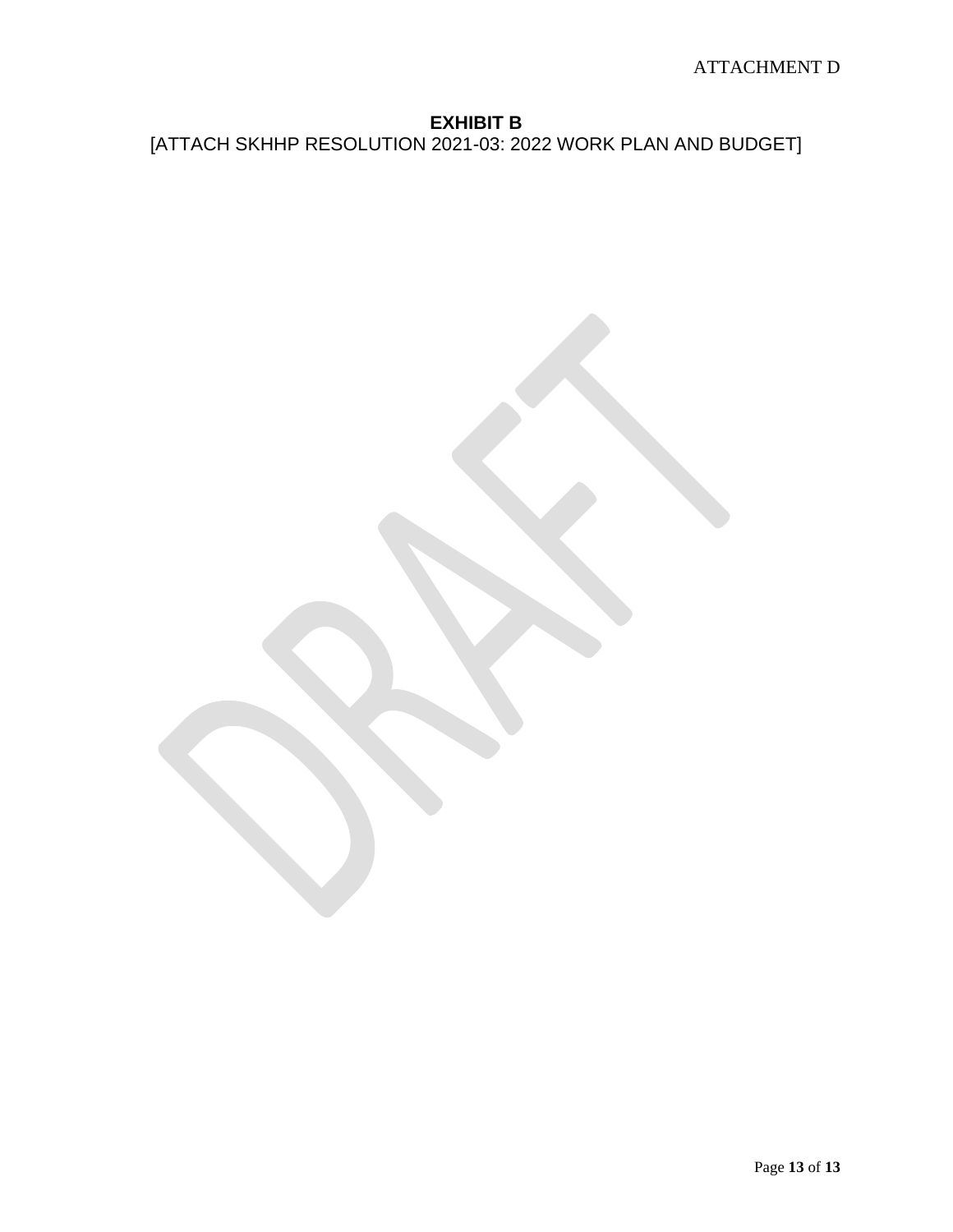ATTACHMENT D

# EXHIBIT B

[ATTACH SKHHP RESOLUTION 2021-03: 2022 WORK PLAN AND BUDGET]